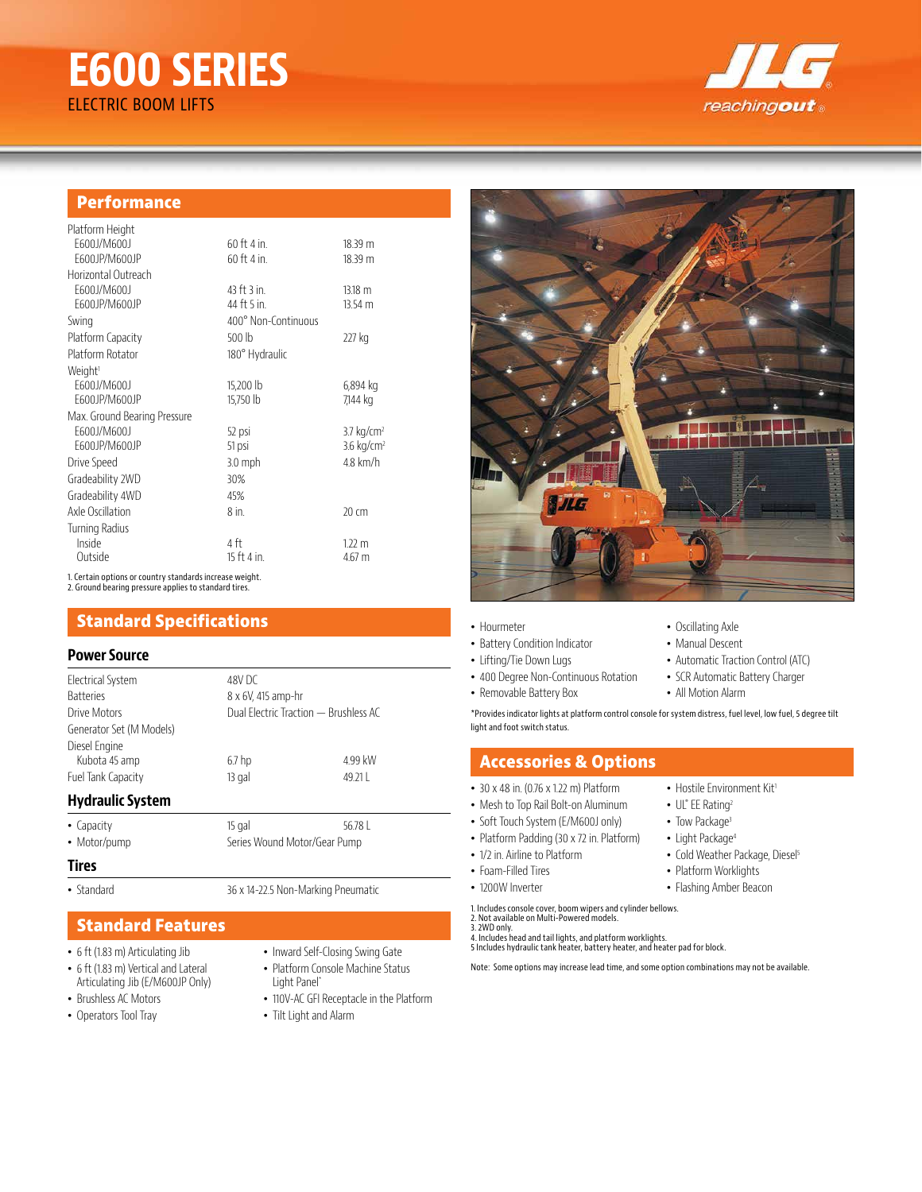# E600 SERIES

ELECTRIC BOOM LIFTS

## Performance

| | | |
|---|---|---|
| Platform Height | | |
| E600J/M600J | 60 ft 4 in. | 18.39 m |
| E600JP/M600JP | 60 ft 4 in. | 18.39 m |
| Horizontal Outreach | | |
| E600J/M600J | 43 ft 3 in. | 13.18 m |
| E600JP/M600JP | 44 ft 5 in. | 13.54 m |
| Swing | 400° Non-Continuous | |
| Platform Capacity | 500 lb | 227 kg |
| Platform Rotator | 180° Hydraulic | |
| Weight[1] | | |
| E600J/M600J | 15,200 lb | 6,894 kg |
| E600JP/M600JP | 15,750 lb | 7,144 kg |
| Max. Ground Bearing Pressure | | |
| E600J/M600J | 52 psi | 3.7 kg/cm² |
| E600JP/M600JP | 51 psi | 3.6 kg/cm² |
| Drive Speed | 3.0 mph | 4.8 km/h |
| Gradeability 2WD | 30% | |
| Gradeability 4WD | 45% | |
| Axle Oscillation | 8 in. | 20 cm |
| Turning Radius | | |
| Inside | 4 ft | 1.22 m |
| Outside | 15 ft 4 in. | 4.67 m |

1. Certain options or country standards increase weight.
2. Ground bearing pressure applies to standard tires.

## Standard Specifications

### Power Source

| | | |
|---|---|---|
| Electrical System | 48V DC | |
| Batteries | 8 x 6V, 415 amp-hr | |
| Drive Motors | Dual Electric Traction — Brushless AC | |
| Generator Set (M Models) | | |
| Diesel Engine | | |
| Kubota 45 amp | 6.7 hp | 4.99 kW |
| Fuel Tank Capacity | 13 gal | 49.21 L |

### Hydraulic System

| | | |
|---|---|---|
| • Capacity | 15 gal | 56.78 L |
| • Motor/pump | Series Wound Motor/Gear Pump | |

### Tires

| | |
|---|---|
| • Standard | 36 x 14-22.5 Non-Marking Pneumatic |

## Standard Features

- 6 ft (1.83 m) Articulating Jib
- 6 ft (1.83 m) Vertical and Lateral Articulating Jib (E/M600JP Only)
- Brushless AC Motors
- Operators Tool Tray
- Inward Self-Closing Swing Gate
- Platform Console Machine Status Light Panel*
- 110V-AC GFI Receptacle in the Platform
- Tilt Light and Alarm
- Hourmeter
- Battery Condition Indicator
- Lifting/Tie Down Lugs
- 400 Degree Non-Continuous Rotation
- Removable Battery Box
- Oscillating Axle
- Manual Descent
- Automatic Traction Control (ATC)
- SCR Automatic Battery Charger
- All Motion Alarm

*Provides indicator lights at platform control console for system distress, fuel level, low fuel, 5 degree tilt light and foot switch status.

## Accessories & Options

- 30 x 48 in. (0.76 x 1.22 m) Platform
- Mesh to Top Rail Bolt-on Aluminum
- Soft Touch System (E/M600J only)
- Platform Padding (30 x 72 in. Platform)
- 1/2 in. Airline to Platform
- Foam-Filled Tires
- 1200W Inverter
- Hostile Environment Kit[1]
- UL® EE Rating[2]
- Tow Package[3]
- Light Package[4]
- Cold Weather Package, Diesel[5]
- Platform Worklights
- Flashing Amber Beacon

1. Includes console cover, boom wipers and cylinder bellows.
2. Not available on Multi-Powered models.
3. 2WD only.
4. Includes head and tail lights, and platform worklights.
5 Includes hydraulic tank heater, battery heater, and heater pad for block.

Note: Some options may increase lead time, and some option combinations may not be available.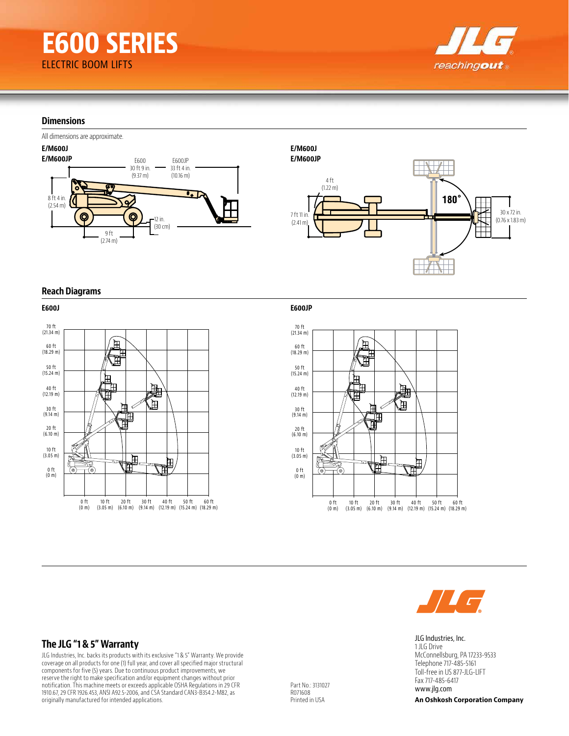# E600 SERIES

ELECTRIC BOOM LIFTS

## Dimensions

All dimensions are approximate.

**E/M600J**
**E/M600JP**

E600
30 ft 9 in.
(9.37 m)

E600JP
33 ft 4 in.
(10.16 m)

8 ft 4 in.
(2.54 m)

12 in.
(30 cm)

9 ft
(2.74 m)

**E/M600J**
**E/M600JP**

4 ft
(1.22 m)

7 ft 11 in.
(2.41 m)

180°

30 x 72 in.
(0.76 x 1.83 m)

## Reach Diagrams

**E600J**

70 ft (21.34 m)
60 ft (18.29 m)
50 ft (15.24 m)
40 ft (12.19 m)
30 ft (9.14 m)
20 ft (6.10 m)
10 ft (3.05 m)
0 ft (0 m)

0 ft (0 m) 10 ft (3.05 m) 20 ft (6.10 m) 30 ft (9.14 m) 40 ft (12.19 m) 50 ft (15.24 m) 60 ft (18.29 m)

**E600JP**

70 ft (21.34 m)
60 ft (18.29 m)
50 ft (15.24 m)
40 ft (12.19 m)
30 ft (9.14 m)
20 ft (6.10 m)
10 ft (3.05 m)
0 ft (0 m)

0 ft (0 m) 10 ft (3.05 m) 20 ft (6.10 m) 30 ft (9.14 m) 40 ft (12.19 m) 50 ft (15.24 m) 60 ft (18.29 m)

## The JLG "1 & 5" Warranty

JLG Industries, Inc. backs its products with its exclusive "1 & 5" Warranty. We provide coverage on all products for one (1) full year, and cover all specified major structural components for five (5) years. Due to continuous product improvements, we reserve the right to make specification and/or equipment changes without prior notification. This machine meets or exceeds applicable OSHA Regulations in 29 CFR 1910.67, 29 CFR 1926.453, ANSI A92.5-2006, and CSA Standard CAN3-B354.2-M82, as originally manufactured for intended applications.

Part No.: 3131027
R071608
Printed in USA

JLG Industries, Inc.
1 JLG Drive
McConnellsburg, PA 17233-9533
Telephone 717-485-5161
Toll-free in US 877-JLG-LIFT
Fax 717-485-6417
www.jlg.com

**An Oshkosh Corporation Company**